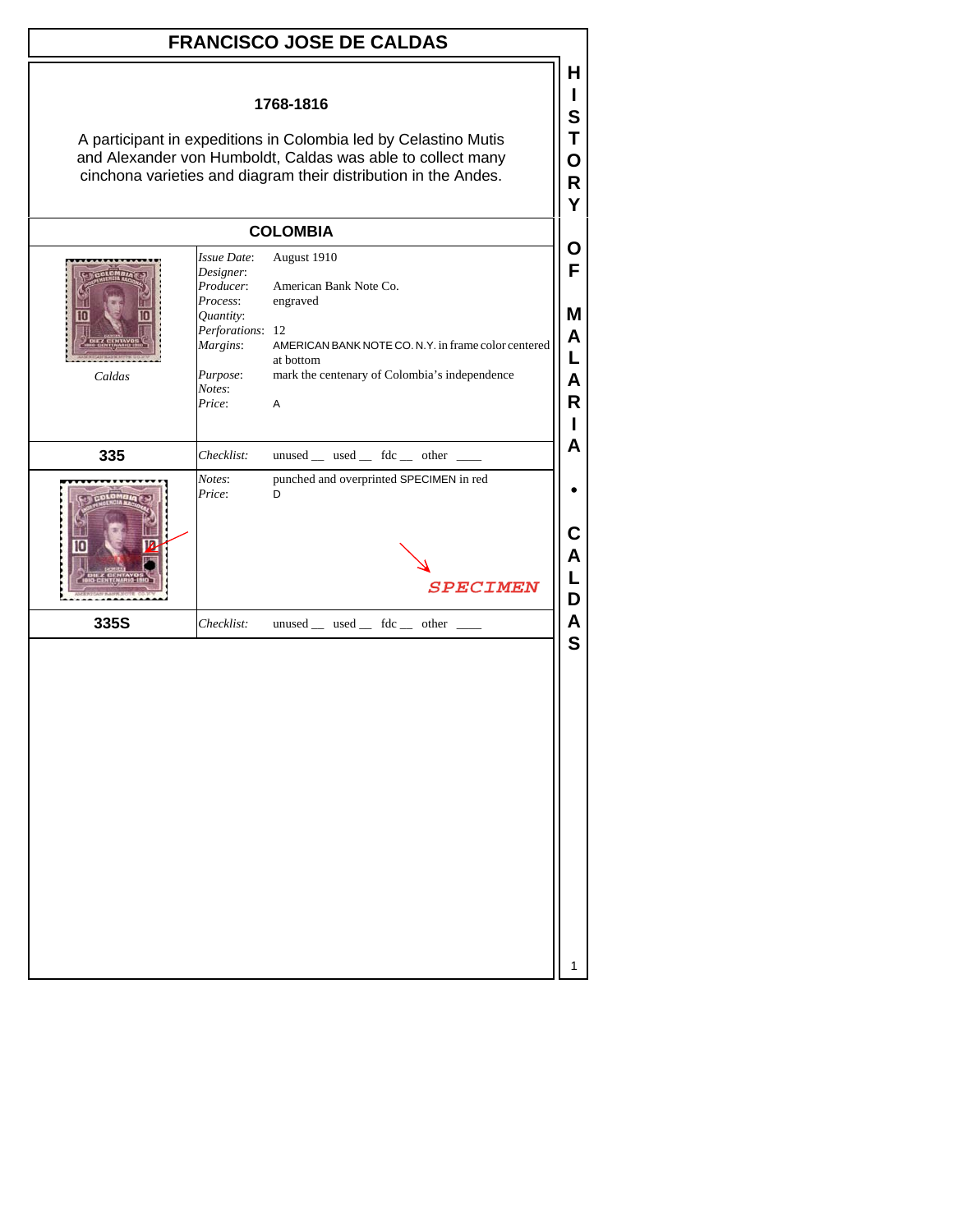# FRANCISCO JOSE DE CALDAS

**1768-1816**

A participant in expeditions in Colombia led by Celastino Mutis and Alexander von Humboldt, Caldas was able to collect many cinchona varieties and diagram their distribution in the Andes.

## COLOMBIA

Caldas

| | |
|---|---|
| *Issue Date*: | August 1910 |
| *Designer*: | |
| *Producer*: | American Bank Note Co. |
| *Process*: | engraved |
| *Quantity*: | |
| *Perforations*: | 12 |
| *Margins*: | AMERICAN BANK NOTE CO. N.Y. in frame color centered at bottom |
| *Purpose*: | mark the centenary of Colombia's independence |
| *Notes*: | |
| *Price*: | A |

**335** *Checklist:* unused __ used __ fdc __ other ____

| | |
|---|---|
| *Notes*: | punched and overprinted SPECIMEN in red |
| *Price*: | D |

*SPECIMEN*

**335S** *Checklist:* unused __ used __ fdc __ other ____

HISTORY OF MALARIA • CALDAS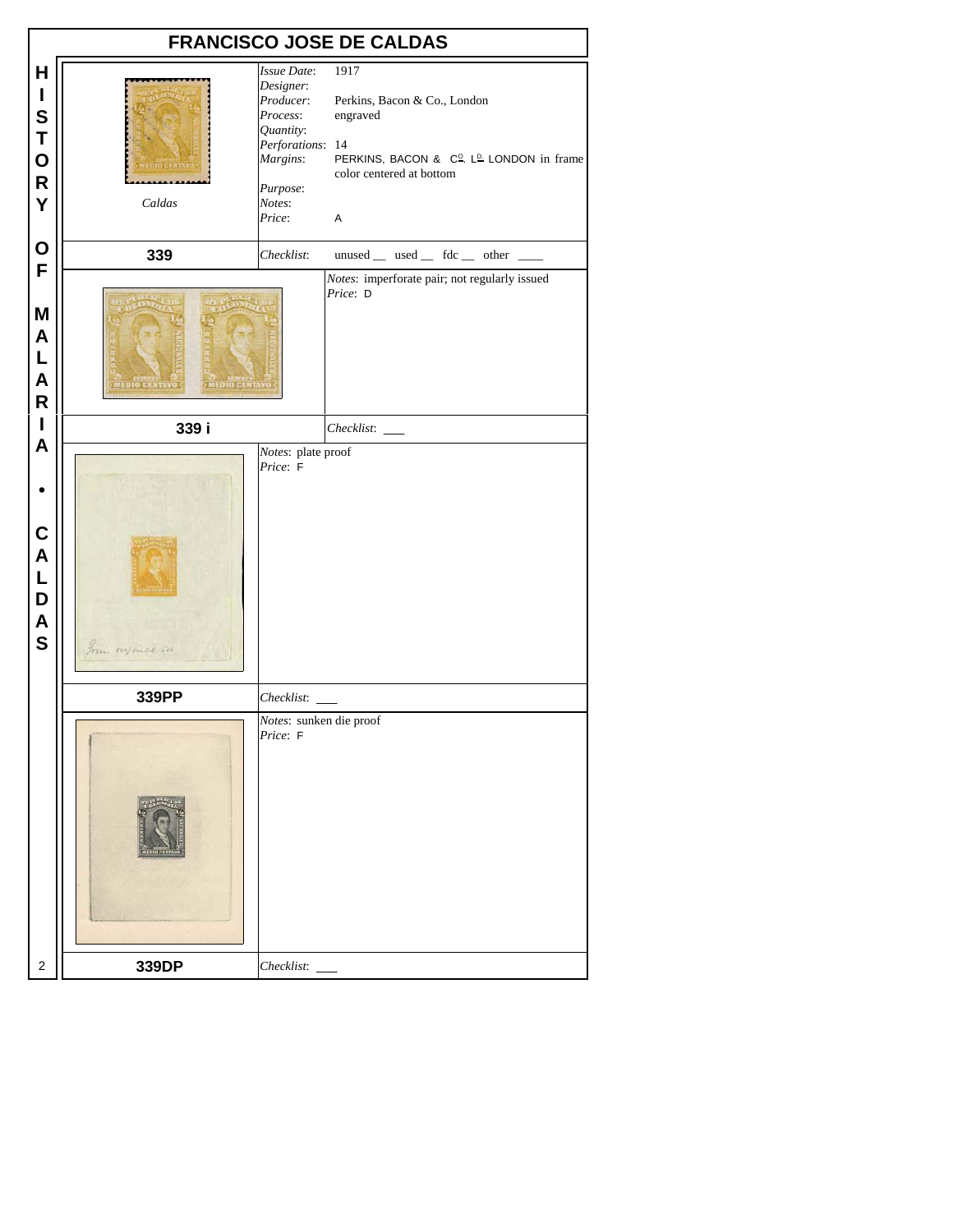# FRANCISCO JOSE DE CALDAS

HISTORY OF MALARIA • CALDAS

Caldas

*Issue Date*: 1917
*Designer*:
*Producer*: Perkins, Bacon & Co., London
*Process*: engraved
*Quantity*:
*Perforations*: 14
*Margins*: PERKINS, BACON & C$^{o}$. L$^{D}$. LONDON in frame color centered at bottom
*Purpose*:
*Notes*:
*Price*: A

**339**

*Checklist*: unused __ used __ fdc __ other ____

*Notes*: imperforate pair; not regularly issued
*Price*: D

**339 i**

*Checklist*: ___

*Notes*: plate proof
*Price*: F

**339PP**

*Checklist*: ___

*Notes*: sunken die proof
*Price*: F

**339DP**

*Checklist*: ___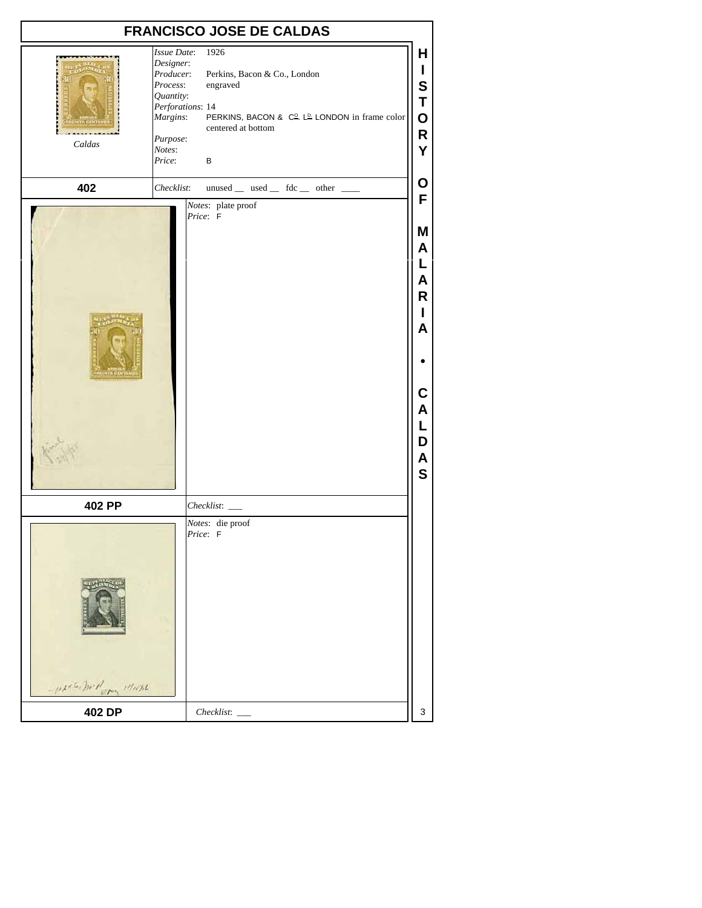# FRANCISCO JOSE DE CALDAS

Caldas

*Issue Date*: 1926
*Designer*:
*Producer*: Perkins, Bacon & Co., London
*Process*: engraved
*Quantity*:
*Perforations*: 14
*Margins*: PERKINS, BACON & C^O. L^D. LONDON in frame color centered at bottom
*Purpose*:
*Notes*:
*Price*: B

**402**

*Checklist*: unused __ used __ fdc __ other ____

*Notes*: plate proof
*Price*: F

**402 PP**

*Checklist*: ___

*Notes*: die proof
*Price*: F

**402 DP**

*Checklist*: ___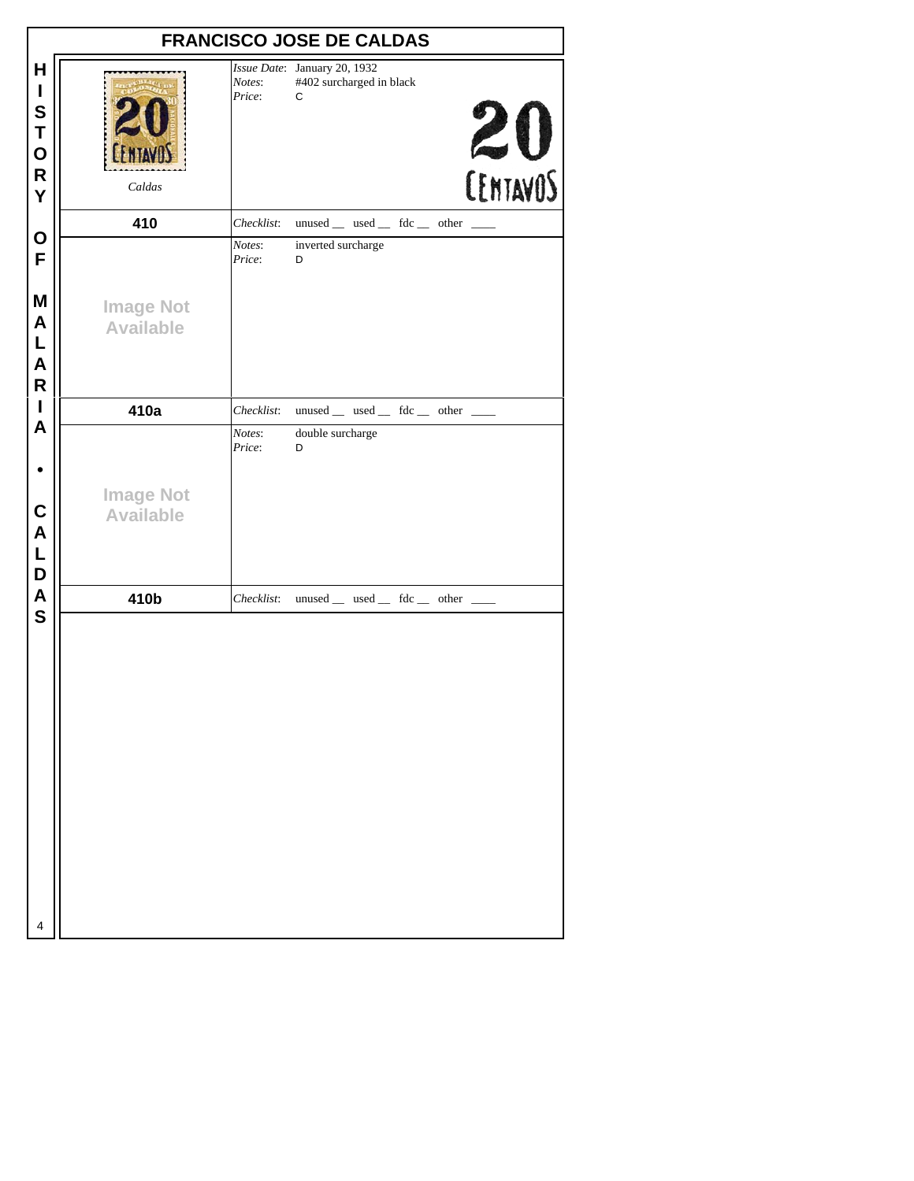# FRANCISCO JOSE DE CALDAS

Caldas

*Issue Date*: January 20, 1932
*Notes*: #402 surcharged in black
*Price*: C

20 CENTAVOS

**410** *Checklist*: unused __ used __ fdc __ other ____

*Notes*: inverted surcharge
*Price*: D

Image Not Available

**410a** *Checklist*: unused __ used __ fdc __ other ____

*Notes*: double surcharge
*Price*: D

Image Not Available

**410b** *Checklist*: unused __ used __ fdc __ other ____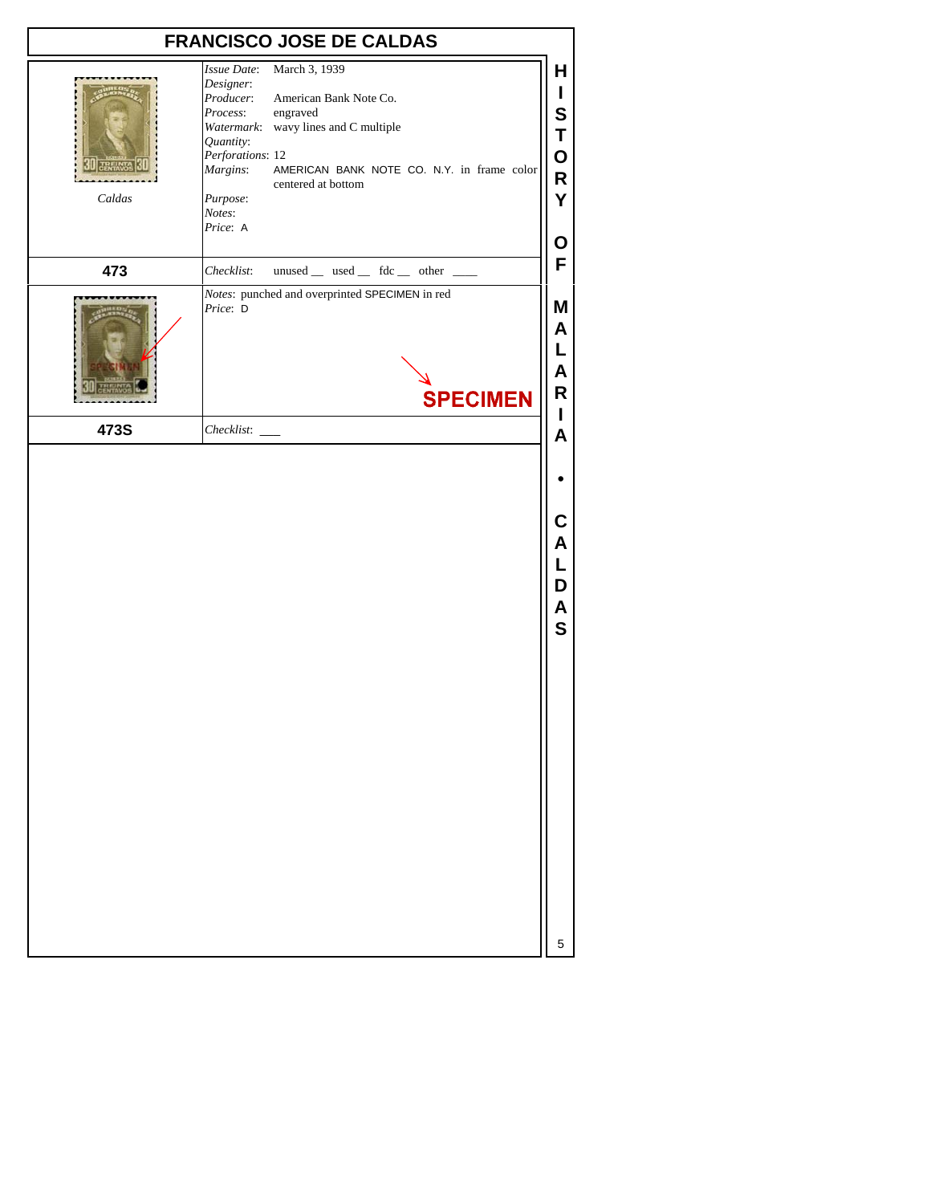# FRANCISCO JOSE DE CALDAS

| | |
|---|---|
| *Caldas* | *Issue Date*: March 3, 1939<br>*Designer*:<br>*Producer*: American Bank Note Co.<br>*Process*: engraved<br>*Watermark*: wavy lines and C multiple<br>*Quantity*:<br>*Perforations*: 12<br>*Margins*: AMERICAN BANK NOTE CO. N.Y. in frame color centered at bottom<br>*Purpose*:<br>*Notes*:<br>*Price*: A |
| **473** | *Checklist*: unused __ used __ fdc __ other ____ |
| | *Notes*: punched and overprinted SPECIMEN in red<br>*Price*: D<br><br>**SPECIMEN** |
| **473S** | *Checklist*: ___ |

HISTORY OF MALARIA • CALDAS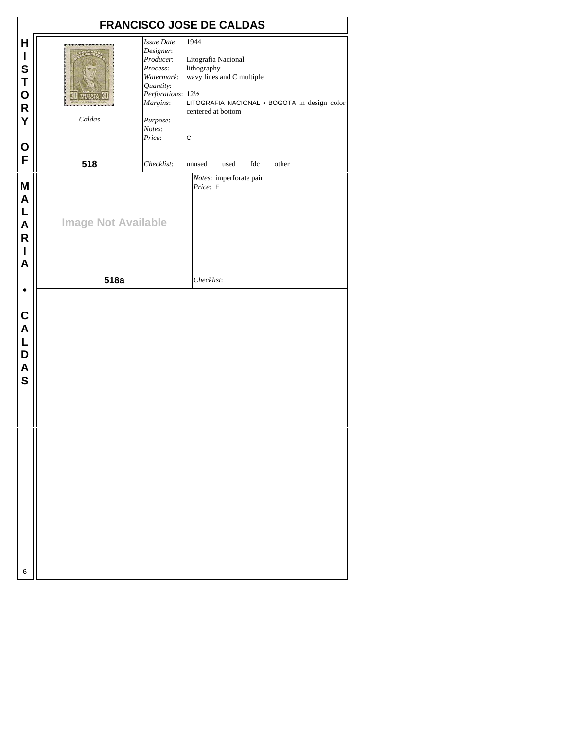# FRANCISCO JOSE DE CALDAS

Caldas

*Issue Date*: 1944
*Designer*:
*Producer*: Litografia Nacional
*Process*: lithography
*Watermark*: wavy lines and C multiple
*Quantity*:
*Perforations*: 12½
*Margins*: LITOGRAFIA NACIONAL • BOGOTA in design color centered at bottom
*Purpose*:
*Notes*:
*Price*: C

**518**

*Checklist*: unused __ used __ fdc __ other ____

Image Not Available

*Notes*: imperforate pair
*Price*: E

**518a**

*Checklist*: ___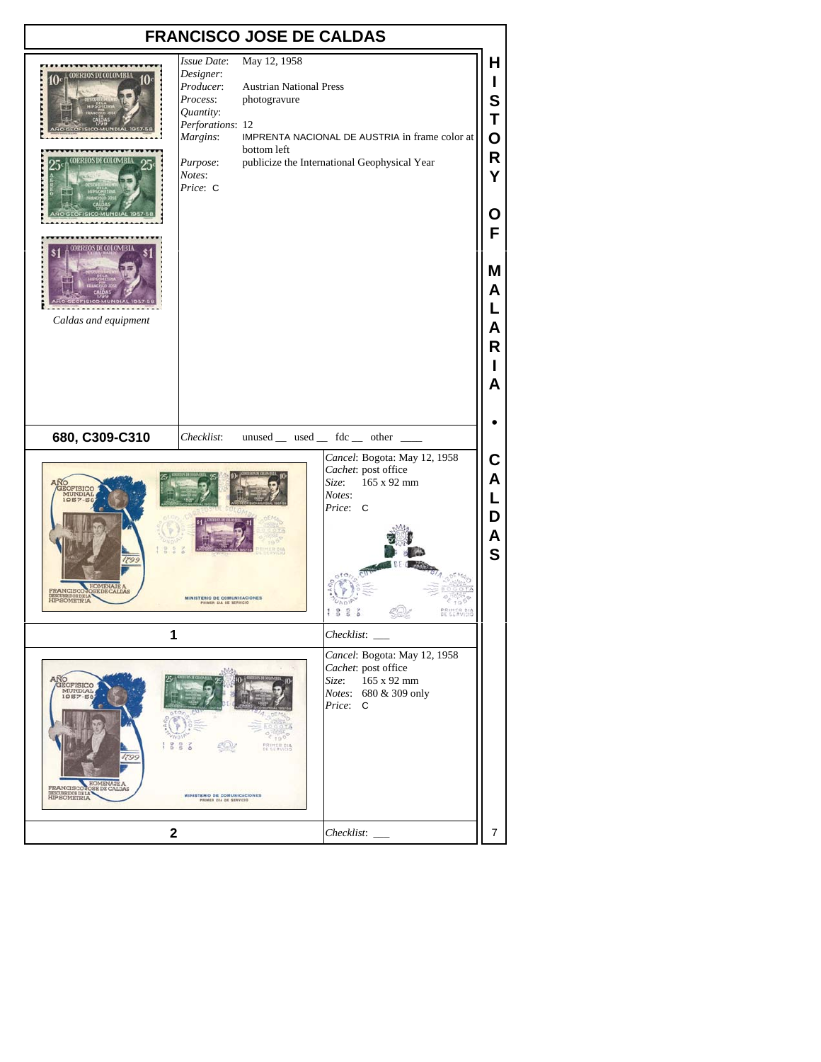# FRANCISCO JOSE DE CALDAS

*Caldas and equipment*

*Issue Date*: May 12, 1958
*Designer*:
*Producer*: Austrian National Press
*Process*: photogravure
*Quantity*:
*Perforations*: 12
*Margins*: IMPRENTA NACIONAL DE AUSTRIA in frame color at bottom left
*Purpose*: publicize the International Geophysical Year
*Notes*:
*Price*: C

**680, C309-C310**

*Checklist*: unused __ used __ fdc __ other ____

*Cancel*: Bogota: May 12, 1958
*Cachet*: post office
*Size*: 165 x 92 mm
*Notes*:
*Price*: C

**1**

*Checklist*: ___

*Cancel*: Bogota: May 12, 1958
*Cachet*: post office
*Size*: 165 x 92 mm
*Notes*: 680 & 309 only
*Price*: C

**2**

*Checklist*: ___

HISTORY OF MALARIA • CALDAS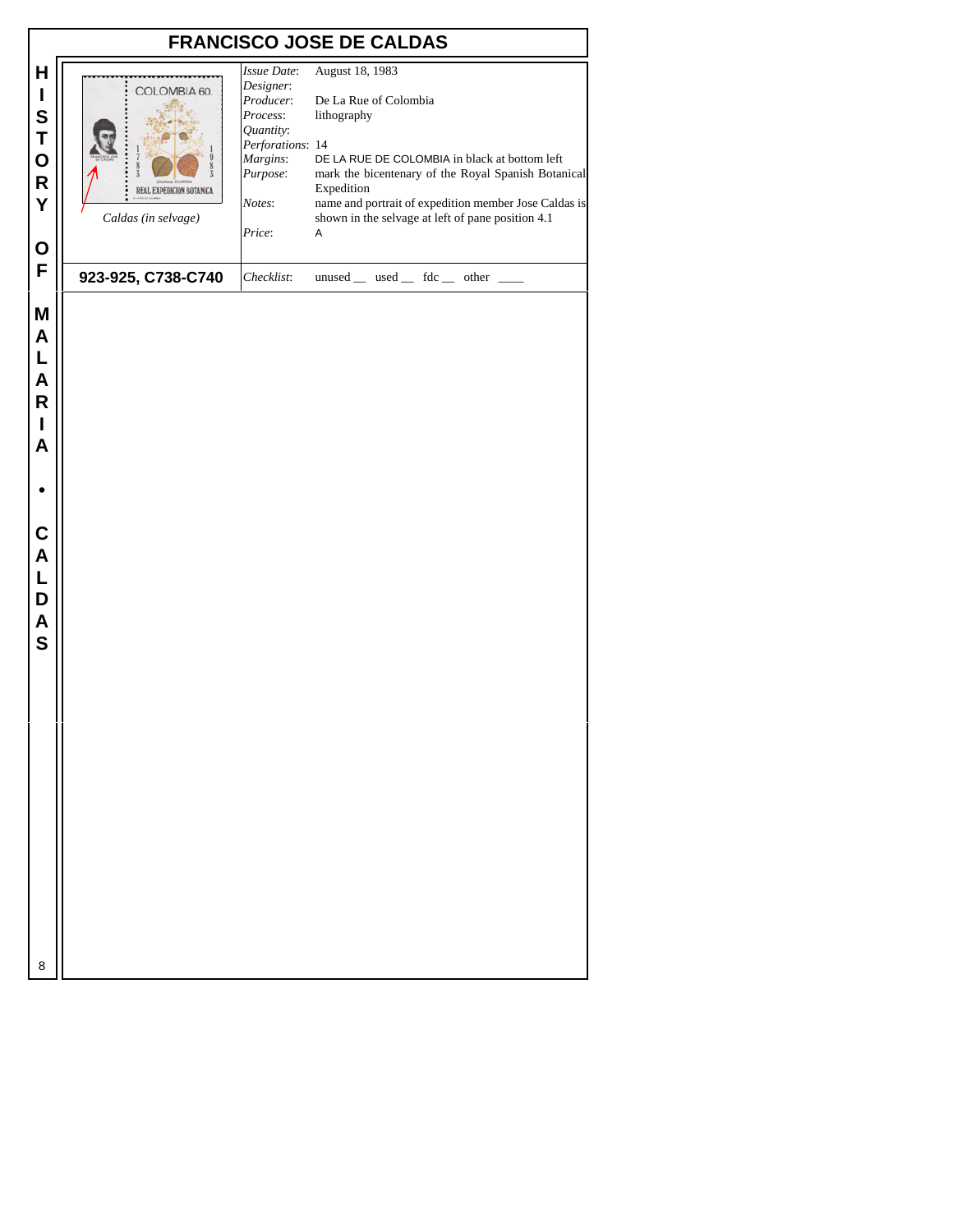# FRANCISCO JOSE DE CALDAS

*Caldas (in selvage)*

| | |
|---|---|
| *Issue Date*: | August 18, 1983 |
| *Designer*: | |
| *Producer*: | De La Rue of Colombia |
| *Process*: | lithography |
| *Quantity*: | |
| *Perforations*: | 14 |
| *Margins*: | DE LA RUE DE COLOMBIA in black at bottom left |
| *Purpose*: | mark the bicentenary of the Royal Spanish Botanical Expedition |
| *Notes*: | name and portrait of expedition member Jose Caldas is shown in the selvage at left of pane position 4.1 |
| *Price*: | A |

**923-925, C738-C740**

*Checklist*: unused __ used __ fdc __ other ____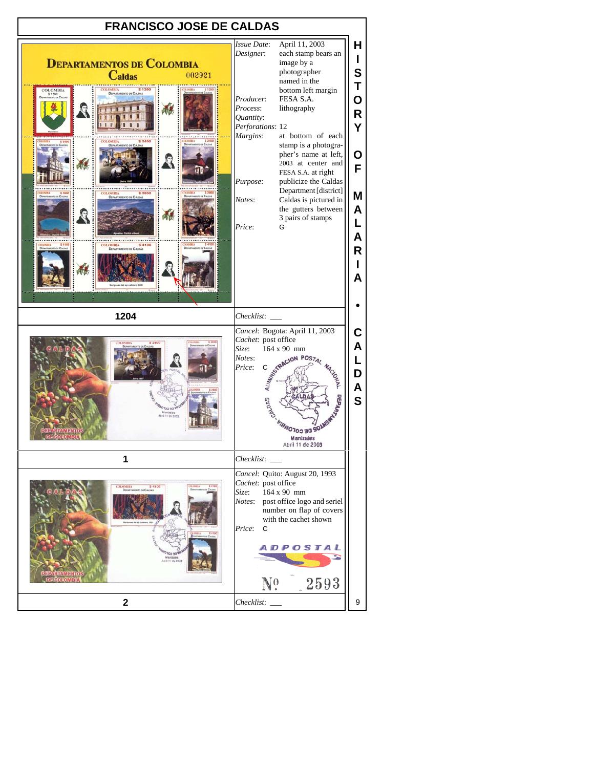# FRANCISCO JOSE DE CALDAS

## 1204

*Issue Date*: April 11, 2003
*Designer*: each stamp bears an image by a photographer named in the bottom left margin
*Producer*: FESA S.A.
*Process*: lithography
*Quantity*:
*Perforations*: 12
*Margins*: at bottom of each stamp is a photographer's name at left, 2003 at center and FESA S.A. at right
*Purpose*: publicize the Caldas Department [district]
*Notes*: Caldas is pictured in the gutters between 3 pairs of stamps
*Price*: G

*Checklist*: ___

## 1

*Cancel*: Bogota: April 11, 2003
*Cachet*: post office
*Size*: 164 x 90 mm
*Notes*:
*Price*: C

*Checklist*: ___

## 2

*Cancel*: Quito: August 20, 1993
*Cachet*: post office
*Size*: 164 x 90 mm
*Notes*: post office logo and seriel number on flap of covers with the cachet shown
*Price*: C

*Checklist*: ___

HISTORY OF MALARIA • CALDAS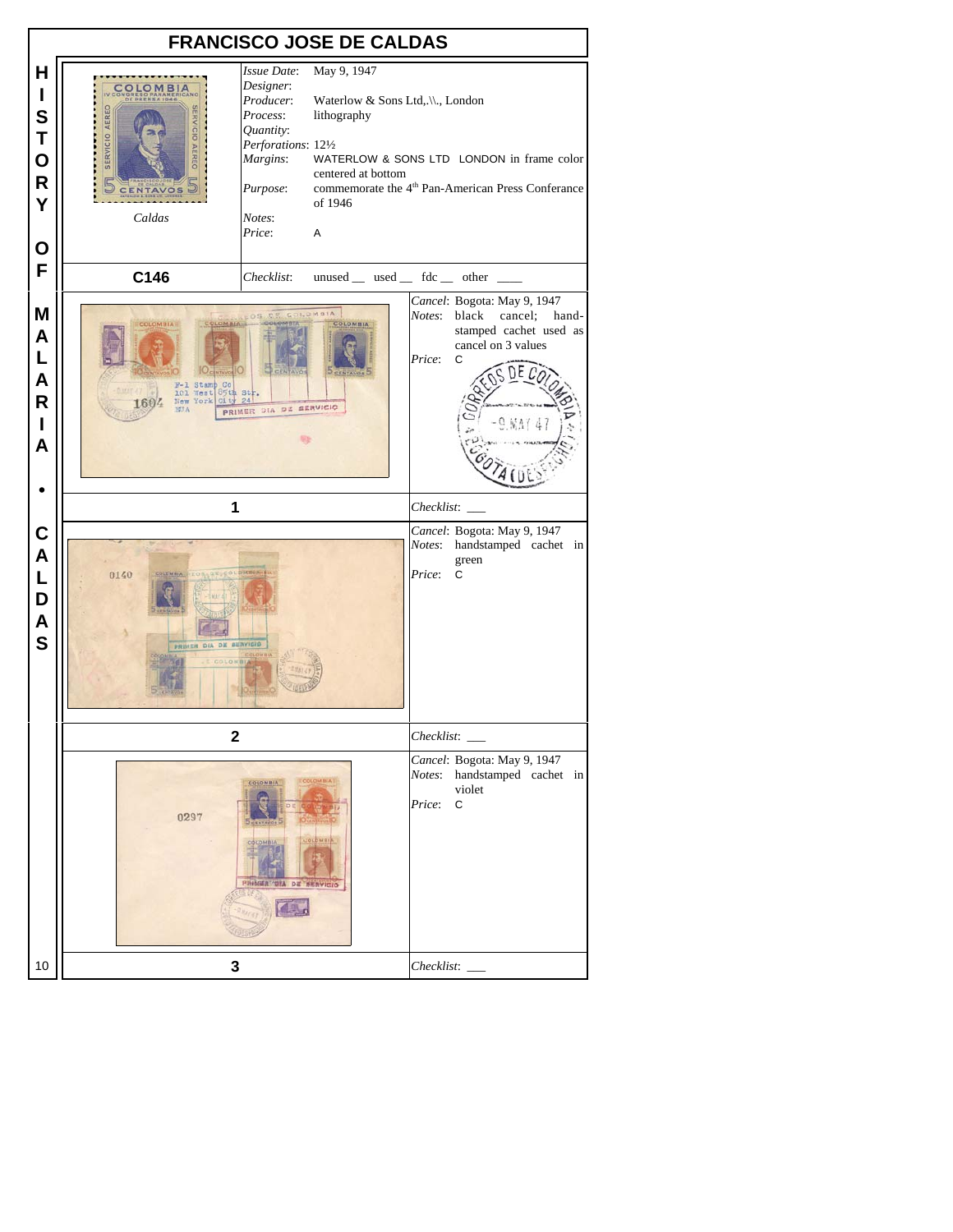# FRANCISCO JOSE DE CALDAS

HISTORY OF MALARIA • CALDAS

| | |
|---|---|
| Caldas | *Issue Date*: May 9, 1947<br>*Designer*:<br>*Producer*: Waterlow & Sons Ltd,.\\., London<br>*Process*: lithography<br>*Quantity*:<br>*Perforations*: 12½<br>*Margins*: WATERLOW & SONS LTD LONDON in frame color centered at bottom<br>*Purpose*: commemorate the 4th Pan-American Press Conferance of 1946<br>*Notes*:<br>*Price*: A |
| **C146** | *Checklist*: unused __ used __ fdc __ other ____ |

| | |
|---|---|
| | *Cancel*: Bogota: May 9, 1947<br>*Notes*: black cancel; hand-stamped cachet used as cancel on 3 values<br>*Price*: C |
| **1** | *Checklist*: ___ |
| | *Cancel*: Bogota: May 9, 1947<br>*Notes*: handstamped cachet in green<br>*Price*: C |
| **2** | *Checklist*: ___ |
| | *Cancel*: Bogota: May 9, 1947<br>*Notes*: handstamped cachet in violet<br>*Price*: C |
| **3** | *Checklist*: ___ |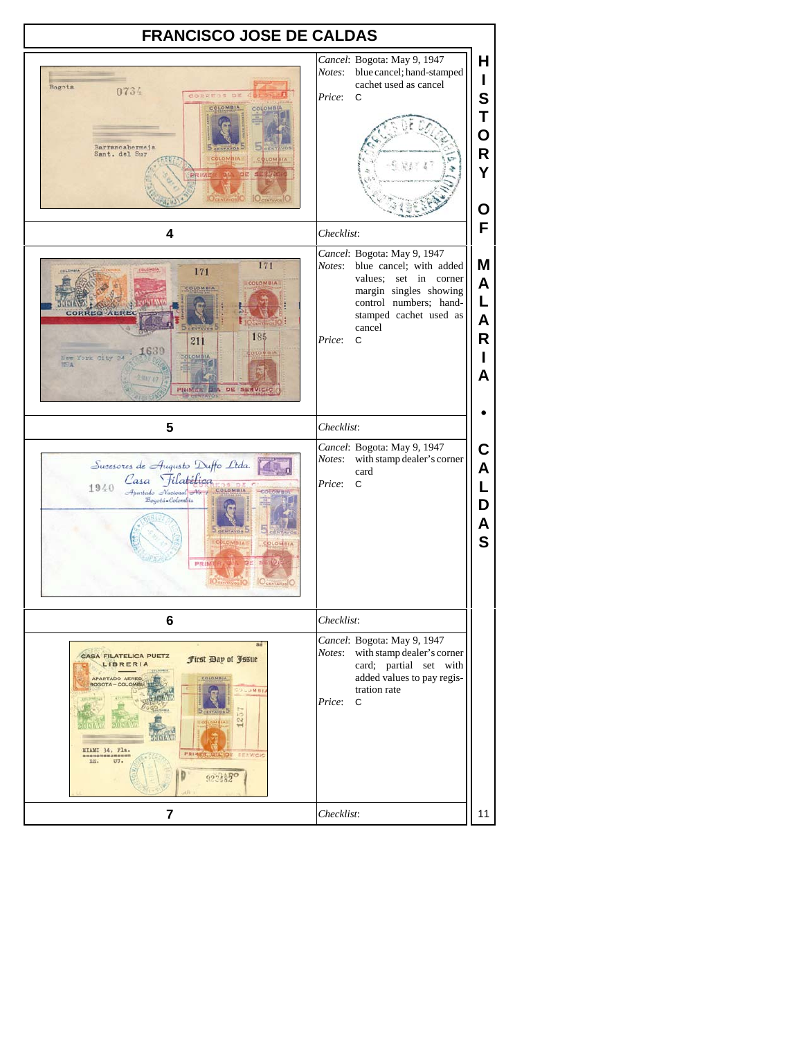# FRANCISCO JOSE DE CALDAS

| No. | Details |
|---|---|
| 4 | *Cancel*: Bogota: May 9, 1947<br>*Notes*: blue cancel; hand-stamped cachet used as cancel<br>*Price*: C<br>*Checklist*: |
| 5 | *Cancel*: Bogota: May 9, 1947<br>*Notes*: blue cancel; with added values; set in corner margin singles showing control numbers; hand-stamped cachet used as cancel<br>*Price*: C<br>*Checklist*: |
| 6 | *Cancel*: Bogota: May 9, 1947<br>*Notes*: with stamp dealer's corner card<br>*Price*: C<br>*Checklist*: |
| 7 | *Cancel*: Bogota: May 9, 1947<br>*Notes*: with stamp dealer's corner card; partial set with added values to pay registration rate<br>*Price*: C<br>*Checklist*: |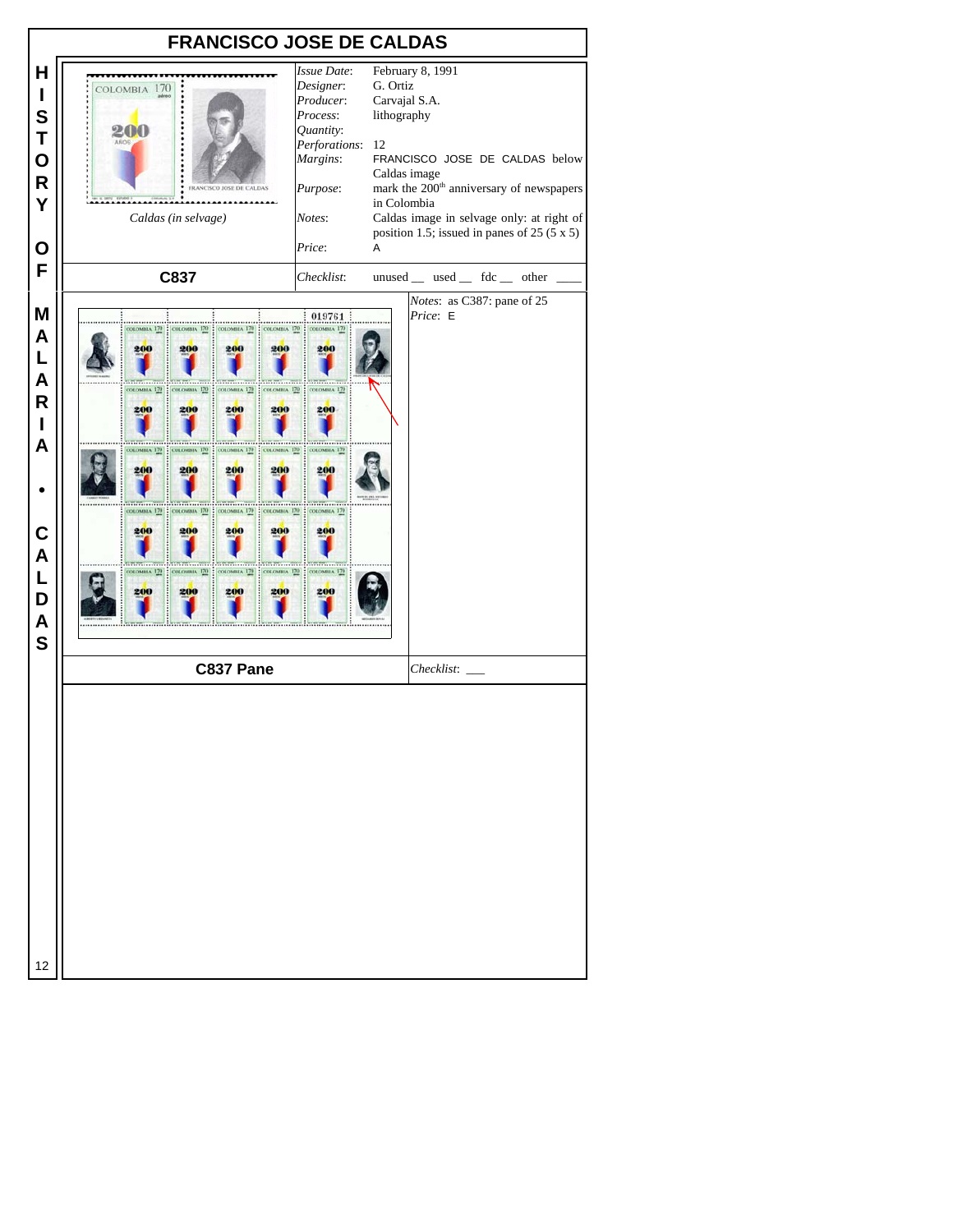# FRANCISCO JOSE DE CALDAS

Caldas (in selvage)

| | |
|---|---|
| *Issue Date*: | February 8, 1991 |
| *Designer*: | G. Ortiz |
| *Producer*: | Carvajal S.A. |
| *Process*: | lithography |
| *Quantity*: | |
| *Perforations*: | 12 |
| *Margins*: | FRANCISCO JOSE DE CALDAS below Caldas image |
| *Purpose*: | mark the 200[th] anniversary of newspapers in Colombia |
| *Notes*: | Caldas image in selvage only: at right of position 1.5; issued in panes of 25 (5 x 5) |
| *Price*: | A |

**C837** — *Checklist*: unused __ used __ fdc __ other ____

*Notes*: as C387: pane of 25
*Price*: E

**C837 Pane** — *Checklist*: ___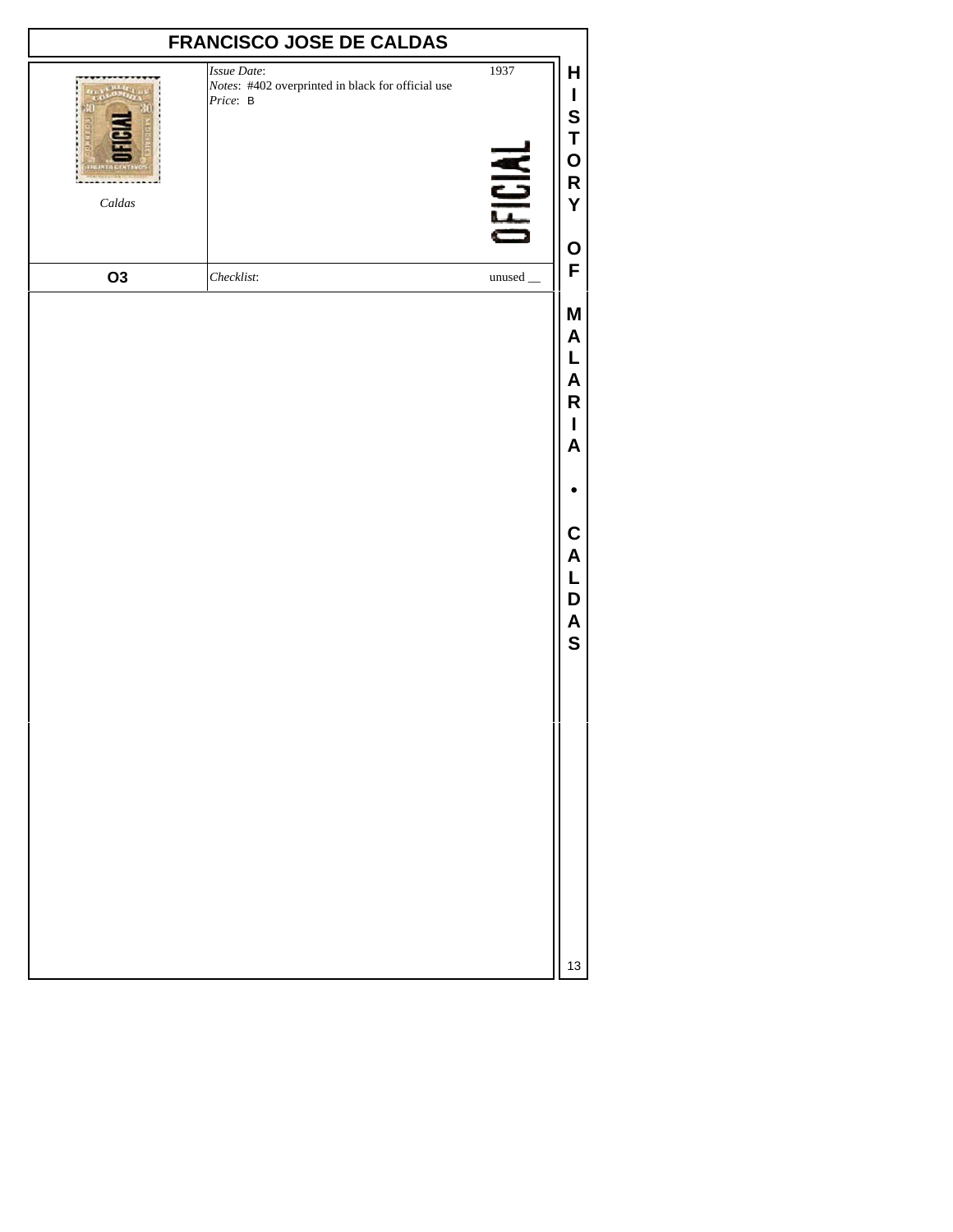# FRANCISCO JOSE DE CALDAS

| | | |
|---|---|---|
| *Caldas* | *Issue Date*: <br> *Notes*: #402 overprinted in black for official use <br> *Price*: B | 1937 <br><br> OFICIAL |
| **O3** | *Checklist*: | unused __ |

**HISTORY OF MALARIA • CALDAS**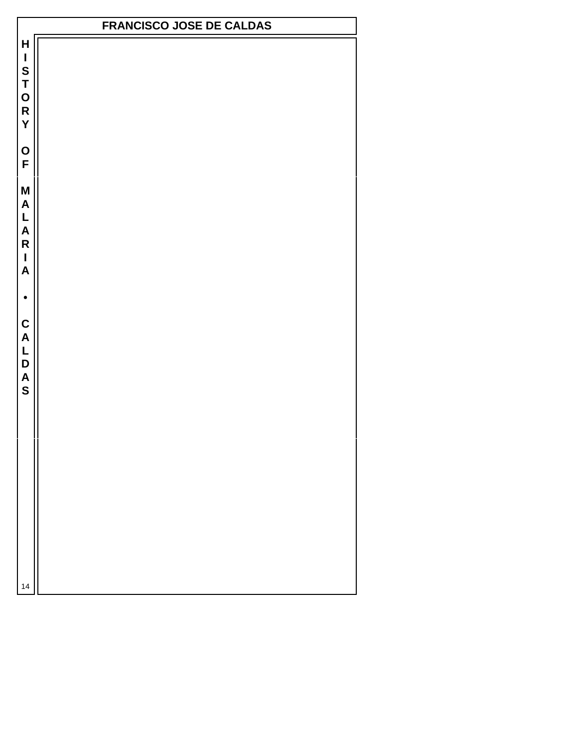# FRANCISCO JOSE DE CALDAS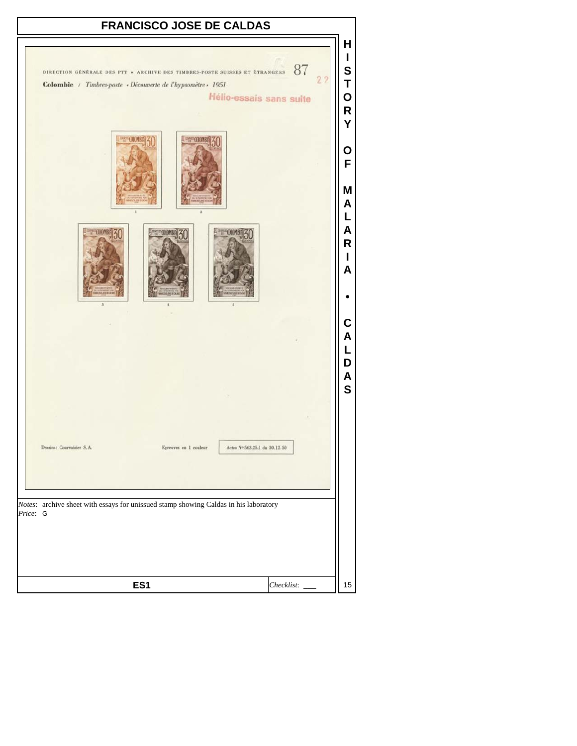# FRANCISCO JOSE DE CALDAS

DIRECTION GÉNÉRALE DES PTT ★ ARCHIVE DES TIMBRES-POSTE SUISSES ET ÉTRANGERS 87

**Colombie** / *Timbres-poste • Découverte de l'hypsomètre • 1951*

Hélio-essais sans suite

1 2

3 4 5

Dessins: Courvoisier S.A. Epreuves en 1 couleur Actes Nº 563.25.1 du 30.12.50

*Notes*: archive sheet with essays for unissued stamp showing Caldas in his laboratory

*Price*: G

**ES1**

*Checklist*: ___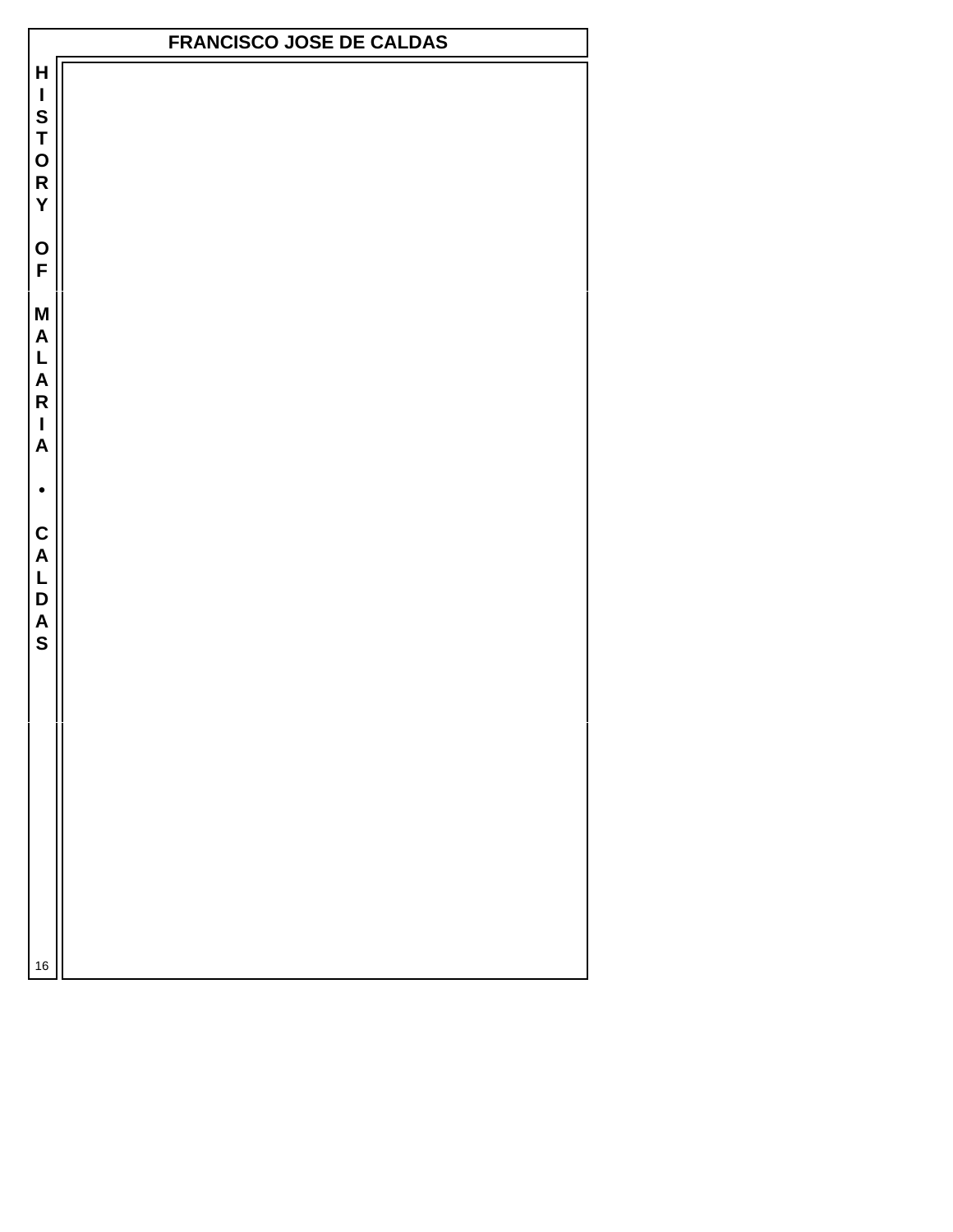# FRANCISCO JOSE DE CALDAS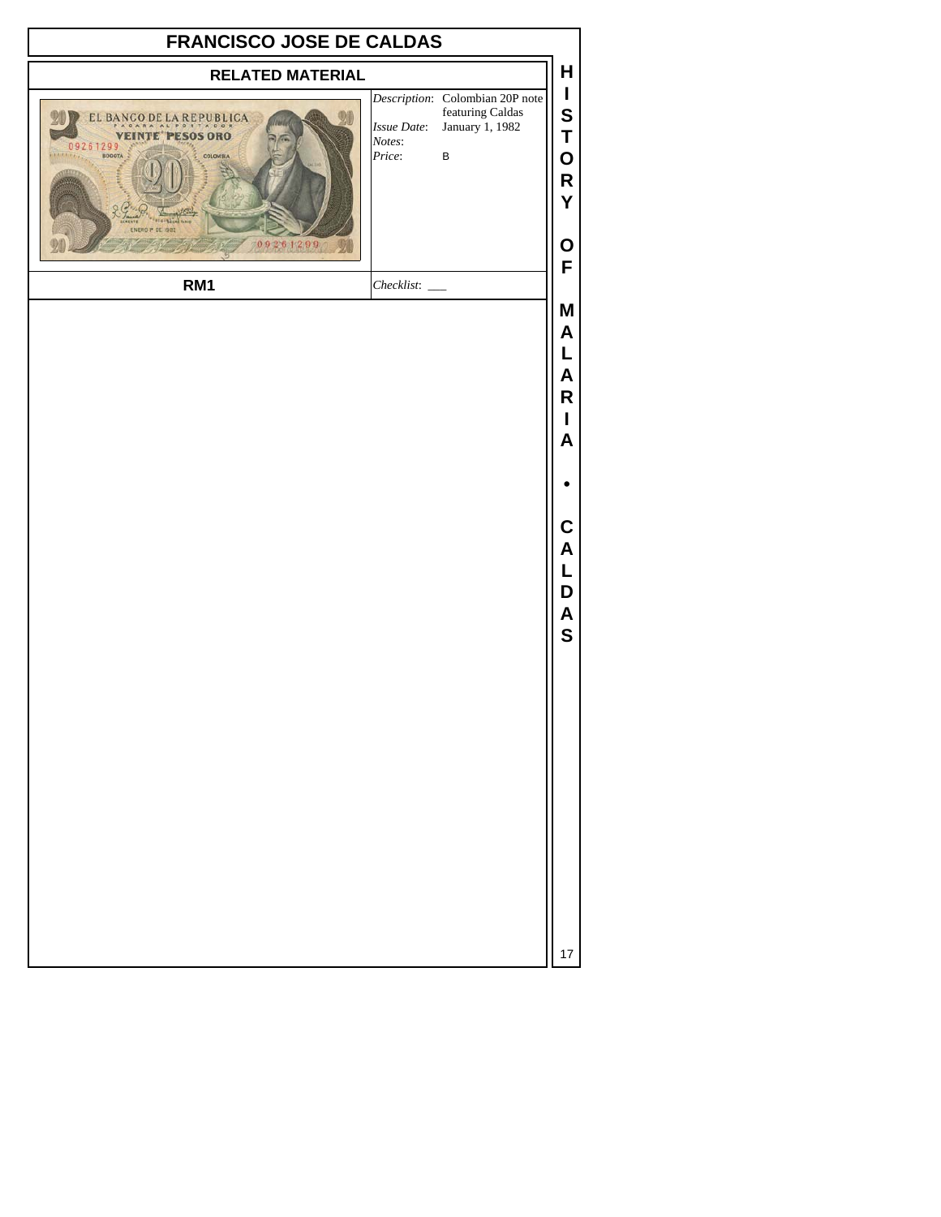# FRANCISCO JOSE DE CALDAS

## RELATED MATERIAL

*Description*: Colombian 20P note featuring Caldas
*Issue Date*: January 1, 1982
*Notes*:
*Price*: B

**RM1** *Checklist*: ___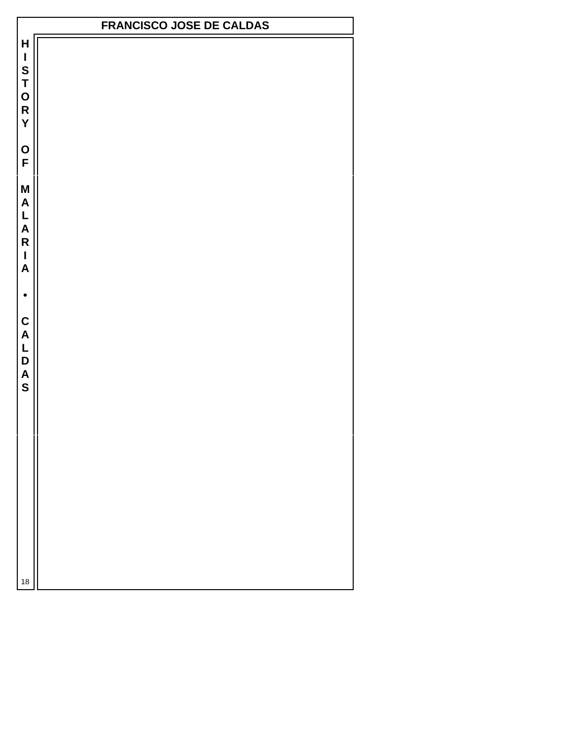## FRANCISCO JOSE DE CALDAS